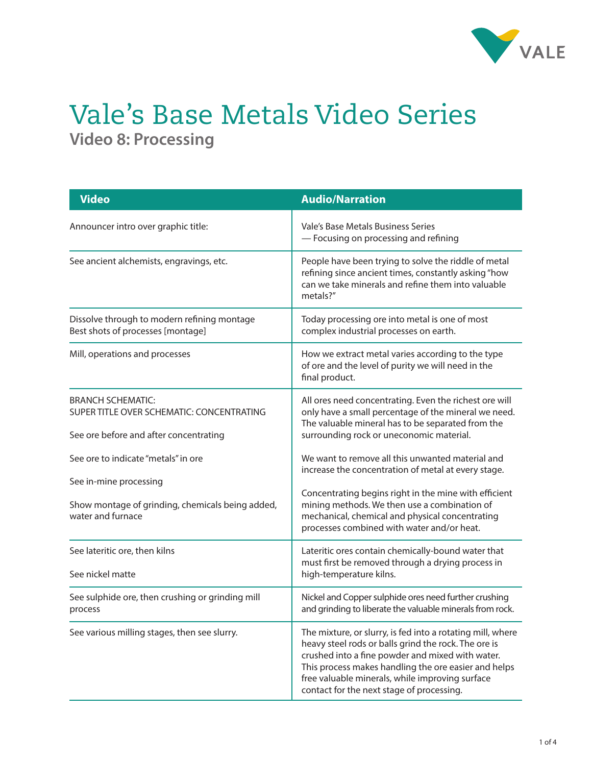# Vale's Base Metals Video Series

## Video 8: Processing

| Video | Audio/Narration |
| --- | --- |
| Announcer intro over graphic title: | Vale's Base Metals Business Series<br>— Focusing on processing and refining |
| See ancient alchemists, engravings, etc. | People have been trying to solve the riddle of metal refining since ancient times, constantly asking "how can we take minerals and refine them into valuable metals?" |
| Dissolve through to modern refining montage<br>Best shots of processes [montage] | Today processing ore into metal is one of most complex industrial processes on earth. |
| Mill, operations and processes | How we extract metal varies according to the type of ore and the level of purity we will need in the final product. |
| BRANCH SCHEMATIC:<br>SUPER TITLE OVER SCHEMATIC: CONCENTRATING<br><br>See ore before and after concentrating<br><br>See ore to indicate "metals" in ore<br><br>See in-mine processing<br><br>Show montage of grinding, chemicals being added, water and furnace | All ores need concentrating. Even the richest ore will only have a small percentage of the mineral we need. The valuable mineral has to be separated from the surrounding rock or uneconomic material.<br><br>We want to remove all this unwanted material and increase the concentration of metal at every stage.<br><br>Concentrating begins right in the mine with efficient mining methods. We then use a combination of mechanical, chemical and physical concentrating processes combined with water and/or heat. |
| See lateritic ore, then kilns<br><br>See nickel matte | Lateritic ores contain chemically-bound water that must first be removed through a drying process in high-temperature kilns. |
| See sulphide ore, then crushing or grinding mill process | Nickel and Copper sulphide ores need further crushing and grinding to liberate the valuable minerals from rock. |
| See various milling stages, then see slurry. | The mixture, or slurry, is fed into a rotating mill, where heavy steel rods or balls grind the rock. The ore is crushed into a fine powder and mixed with water. This process makes handling the ore easier and helps free valuable minerals, while improving surface contact for the next stage of processing. |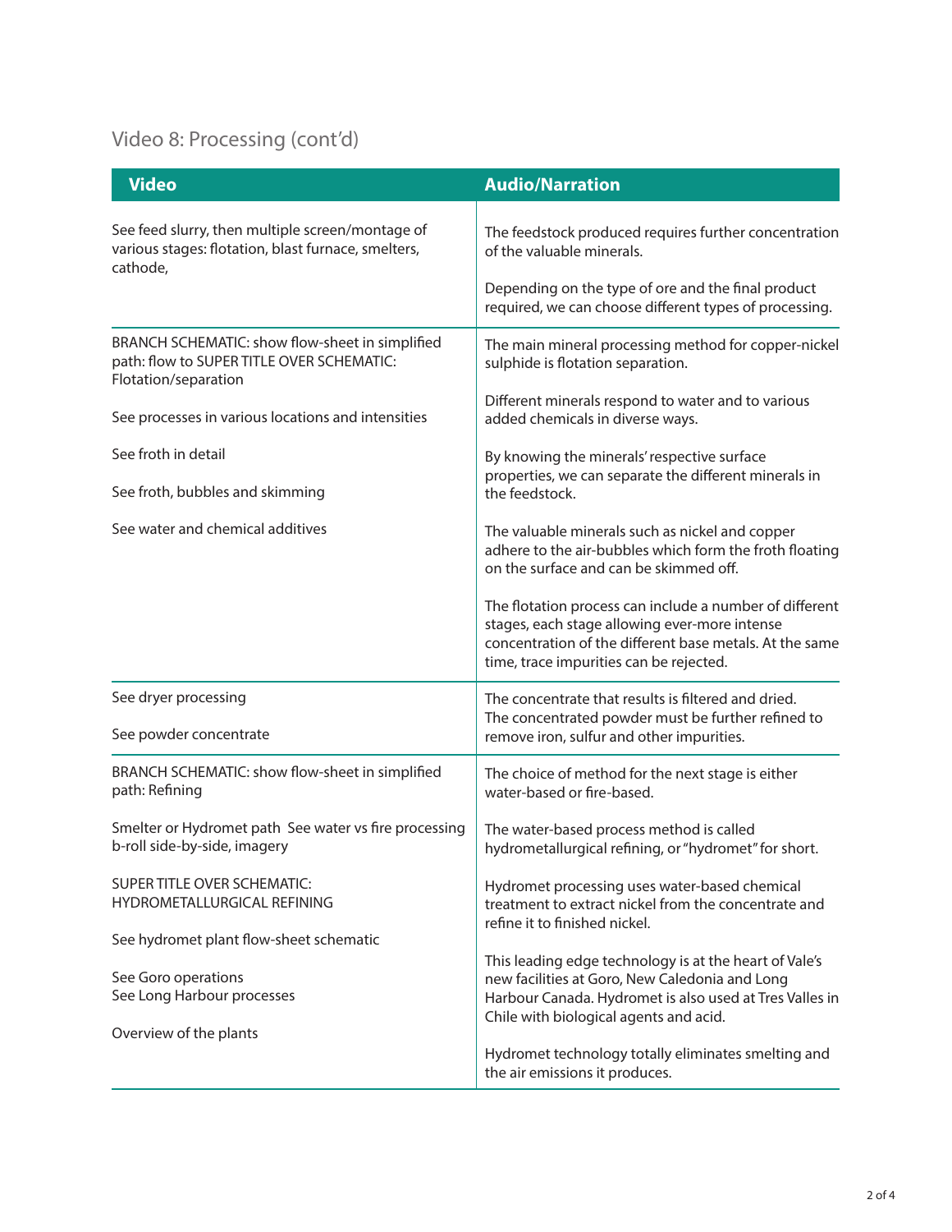## Video 8: Processing (cont'd)

| Video | Audio/Narration |
|---|---|
| See feed slurry, then multiple screen/montage of various stages: flotation, blast furnace, smelters, cathode, | The feedstock produced requires further concentration of the valuable minerals.<br><br>Depending on the type of ore and the final product required, we can choose different types of processing. |
| BRANCH SCHEMATIC: show flow-sheet in simplified path: flow to SUPER TITLE OVER SCHEMATIC: Flotation/separation<br><br>See processes in various locations and intensities<br><br>See froth in detail<br><br>See froth, bubbles and skimming<br><br>See water and chemical additives | The main mineral processing method for copper-nickel sulphide is flotation separation.<br><br>Different minerals respond to water and to various added chemicals in diverse ways.<br><br>By knowing the minerals' respective surface properties, we can separate the different minerals in the feedstock.<br><br>The valuable minerals such as nickel and copper adhere to the air-bubbles which form the froth floating on the surface and can be skimmed off.<br><br>The flotation process can include a number of different stages, each stage allowing ever-more intense concentration of the different base metals. At the same time, trace impurities can be rejected. |
| See dryer processing<br><br>See powder concentrate | The concentrate that results is filtered and dried. The concentrated powder must be further refined to remove iron, sulfur and other impurities. |
| BRANCH SCHEMATIC: show flow-sheet in simplified path: Refining<br><br>Smelter or Hydromet path See water vs fire processing b-roll side-by-side, imagery<br><br>SUPER TITLE OVER SCHEMATIC: HYDROMETALLURGICAL REFINING<br><br>See hydromet plant flow-sheet schematic<br><br>See Goro operations<br>See Long Harbour processes<br><br>Overview of the plants | The choice of method for the next stage is either water-based or fire-based.<br><br>The water-based process method is called hydrometallurgical refining, or "hydromet" for short.<br><br>Hydromet processing uses water-based chemical treatment to extract nickel from the concentrate and refine it to finished nickel.<br><br>This leading edge technology is at the heart of Vale's new facilities at Goro, New Caledonia and Long Harbour Canada. Hydromet is also used at Tres Valles in Chile with biological agents and acid.<br><br>Hydromet technology totally eliminates smelting and the air emissions it produces. |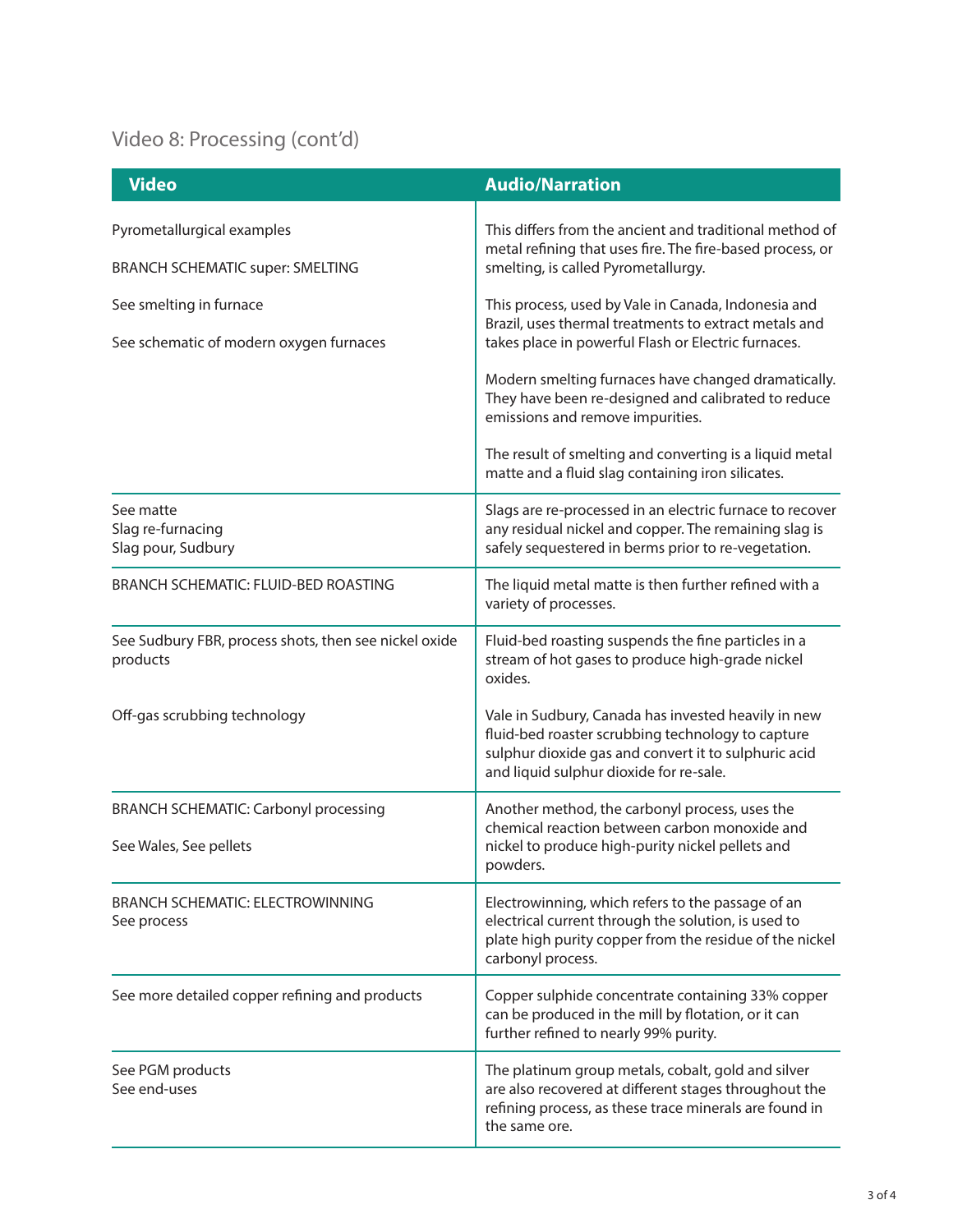## Video 8: Processing (cont'd)

| Video | Audio/Narration |
|---|---|
| Pyrometallurgical examples<br><br>BRANCH SCHEMATIC super: SMELTING<br><br>See smelting in furnace<br><br>See schematic of modern oxygen furnaces | This differs from the ancient and traditional method of metal refining that uses fire. The fire-based process, or smelting, is called Pyrometallurgy.<br><br>This process, used by Vale in Canada, Indonesia and Brazil, uses thermal treatments to extract metals and takes place in powerful Flash or Electric furnaces.<br><br>Modern smelting furnaces have changed dramatically. They have been re-designed and calibrated to reduce emissions and remove impurities.<br><br>The result of smelting and converting is a liquid metal matte and a fluid slag containing iron silicates. |
| See matte<br>Slag re-furnacing<br>Slag pour, Sudbury | Slags are re-processed in an electric furnace to recover any residual nickel and copper. The remaining slag is safely sequestered in berms prior to re-vegetation. |
| BRANCH SCHEMATIC: FLUID-BED ROASTING | The liquid metal matte is then further refined with a variety of processes. |
| See Sudbury FBR, process shots, then see nickel oxide products<br><br>Off-gas scrubbing technology | Fluid-bed roasting suspends the fine particles in a stream of hot gases to produce high-grade nickel oxides.<br><br>Vale in Sudbury, Canada has invested heavily in new fluid-bed roaster scrubbing technology to capture sulphur dioxide gas and convert it to sulphuric acid and liquid sulphur dioxide for re-sale. |
| BRANCH SCHEMATIC: Carbonyl processing<br><br>See Wales, See pellets | Another method, the carbonyl process, uses the chemical reaction between carbon monoxide and nickel to produce high-purity nickel pellets and powders. |
| BRANCH SCHEMATIC: ELECTROWINNING<br>See process | Electrowinning, which refers to the passage of an electrical current through the solution, is used to plate high purity copper from the residue of the nickel carbonyl process. |
| See more detailed copper refining and products | Copper sulphide concentrate containing 33% copper can be produced in the mill by flotation, or it can further refined to nearly 99% purity. |
| See PGM products<br>See end-uses | The platinum group metals, cobalt, gold and silver are also recovered at different stages throughout the refining process, as these trace minerals are found in the same ore. |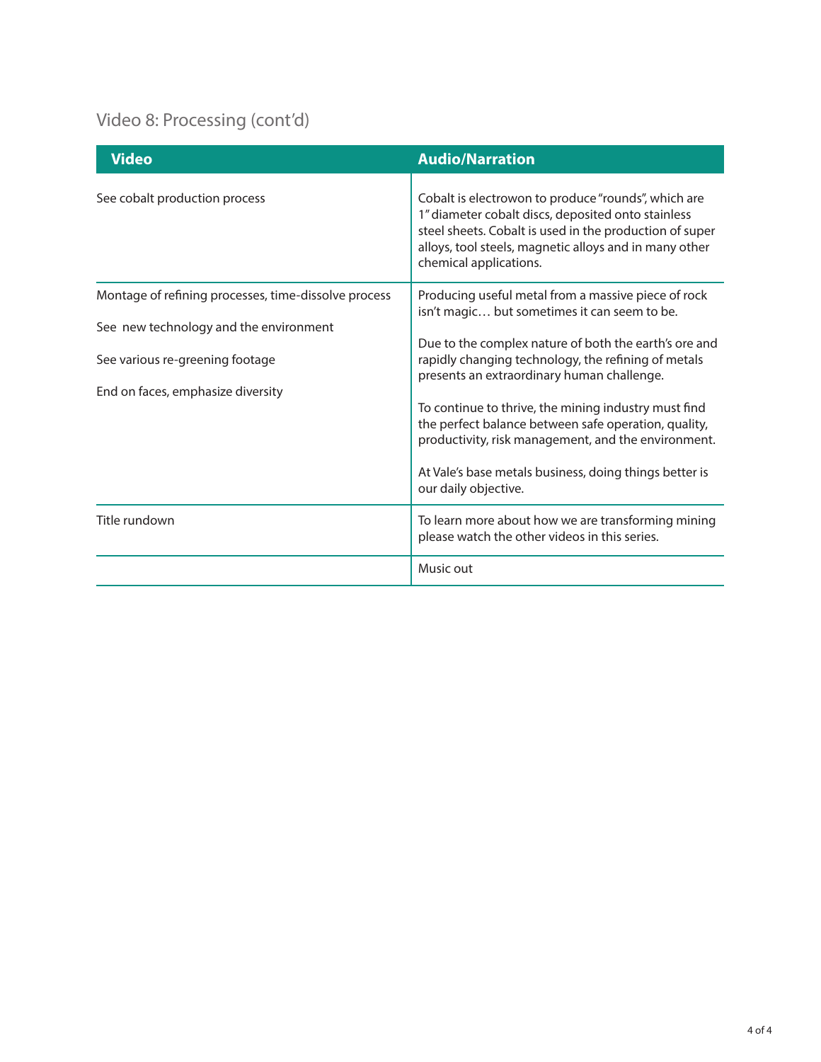## Video 8: Processing (cont'd)

| Video | Audio/Narration |
|---|---|
| See cobalt production process | Cobalt is electrowon to produce "rounds", which are 1" diameter cobalt discs, deposited onto stainless steel sheets. Cobalt is used in the production of super alloys, tool steels, magnetic alloys and in many other chemical applications. |
| Montage of refining processes, time-dissolve process<br><br>See new technology and the environment<br><br>See various re-greening footage<br><br>End on faces, emphasize diversity | Producing useful metal from a massive piece of rock isn't magic… but sometimes it can seem to be.<br><br>Due to the complex nature of both the earth's ore and rapidly changing technology, the refining of metals presents an extraordinary human challenge.<br><br>To continue to thrive, the mining industry must find the perfect balance between safe operation, quality, productivity, risk management, and the environment.<br><br>At Vale's base metals business, doing things better is our daily objective. |
| Title rundown | To learn more about how we are transforming mining please watch the other videos in this series. |
| | Music out |